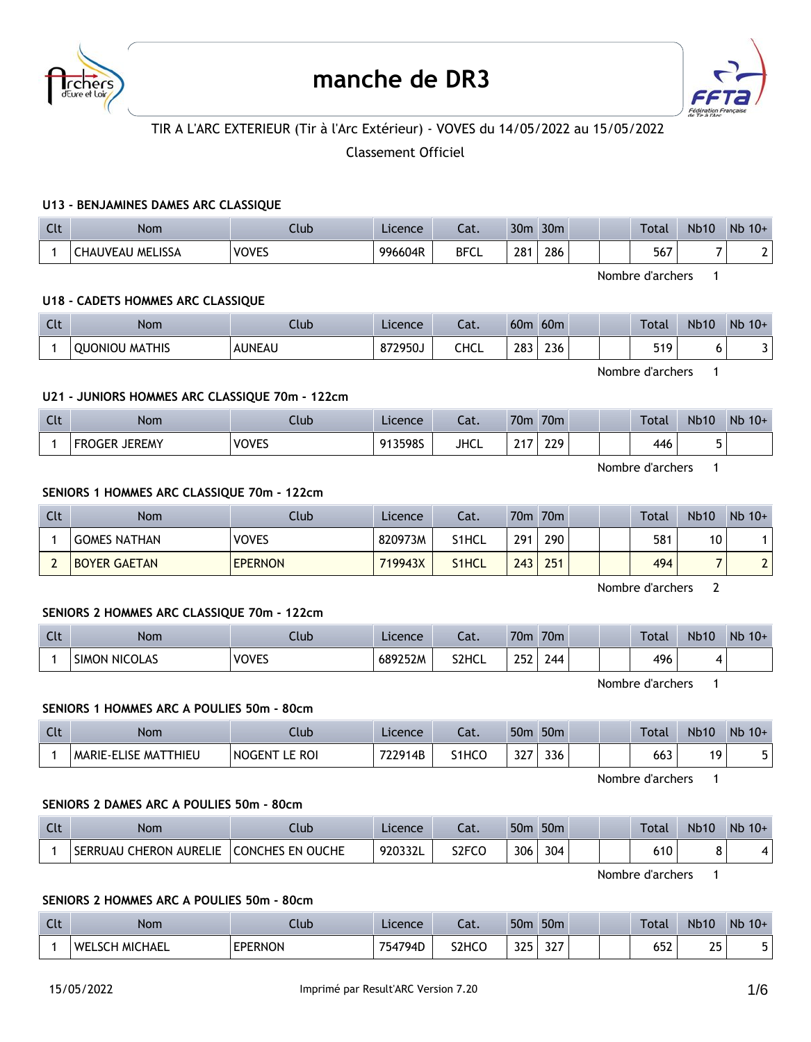# manche de DR3

TIR A L'ARC EXTERIEUR (Tir à l'Arc Extérieur) - VOVES du 14/05/2022 au 15/05/2022

Classement Officiel

### U13 - BENJAMINES DAMES ARC CLASSIQUE

| Clt | Nom | Club | Licence | Cat. | 30m | 30m | | | Total | Nb10 | Nb 10+ |
|---|---|---|---|---|---|---|---|---|---|---|---|
| 1 | CHAUVEAU MELISSA | VOVES | 996604R | BFCL | 281 | 286 | | | 567 | 7 | 2 |

Nombre d'archers 1

### U18 - CADETS HOMMES ARC CLASSIQUE

| Clt | Nom | Club | Licence | Cat. | 60m | 60m | | | Total | Nb10 | Nb 10+ |
|---|---|---|---|---|---|---|---|---|---|---|---|
| 1 | QUONIOU MATHIS | AUNEAU | 872950J | CHCL | 283 | 236 | | | 519 | 6 | 3 |

Nombre d'archers 1

### U21 - JUNIORS HOMMES ARC CLASSIQUE 70m - 122cm

| Clt | Nom | Club | Licence | Cat. | 70m | 70m | | | Total | Nb10 | Nb 10+ |
|---|---|---|---|---|---|---|---|---|---|---|---|
| 1 | FROGER JEREMY | VOVES | 913598S | JHCL | 217 | 229 | | | 446 | 5 | |

Nombre d'archers 1

### SENIORS 1 HOMMES ARC CLASSIQUE 70m - 122cm

| Clt | Nom | Club | Licence | Cat. | 70m | 70m | | | Total | Nb10 | Nb 10+ |
|---|---|---|---|---|---|---|---|---|---|---|---|
| 1 | GOMES NATHAN | VOVES | 820973M | S1HCL | 291 | 290 | | | 581 | 10 | 1 |
| 2 | BOYER GAETAN | EPERNON | 719943X | S1HCL | 243 | 251 | | | 494 | 7 | 2 |

Nombre d'archers 2

### SENIORS 2 HOMMES ARC CLASSIQUE 70m - 122cm

| Clt | Nom | Club | Licence | Cat. | 70m | 70m | | | Total | Nb10 | Nb 10+ |
|---|---|---|---|---|---|---|---|---|---|---|---|
| 1 | SIMON NICOLAS | VOVES | 689252M | S2HCL | 252 | 244 | | | 496 | 4 | |

Nombre d'archers 1

### SENIORS 1 HOMMES ARC A POULIES 50m - 80cm

| Clt | Nom | Club | Licence | Cat. | 50m | 50m | | | Total | Nb10 | Nb 10+ |
|---|---|---|---|---|---|---|---|---|---|---|---|
| 1 | MARIE-ELISE MATTHIEU | NOGENT LE ROI | 722914B | S1HCO | 327 | 336 | | | 663 | 19 | 5 |

Nombre d'archers 1

### SENIORS 2 DAMES ARC A POULIES 50m - 80cm

| Clt | Nom | Club | Licence | Cat. | 50m | 50m | | | Total | Nb10 | Nb 10+ |
|---|---|---|---|---|---|---|---|---|---|---|---|
| 1 | SERRUAU CHERON AURELIE | CONCHES EN OUCHE | 920332L | S2FCO | 306 | 304 | | | 610 | 8 | 4 |

Nombre d'archers 1

### SENIORS 2 HOMMES ARC A POULIES 50m - 80cm

| Clt | Nom | Club | Licence | Cat. | 50m | 50m | | | Total | Nb10 | Nb 10+ |
|---|---|---|---|---|---|---|---|---|---|---|---|
| 1 | WELSCH MICHAEL | EPERNON | 754794D | S2HCO | 325 | 327 | | | 652 | 25 | 5 |

15/05/2022 Imprimé par Result'ARC Version 7.20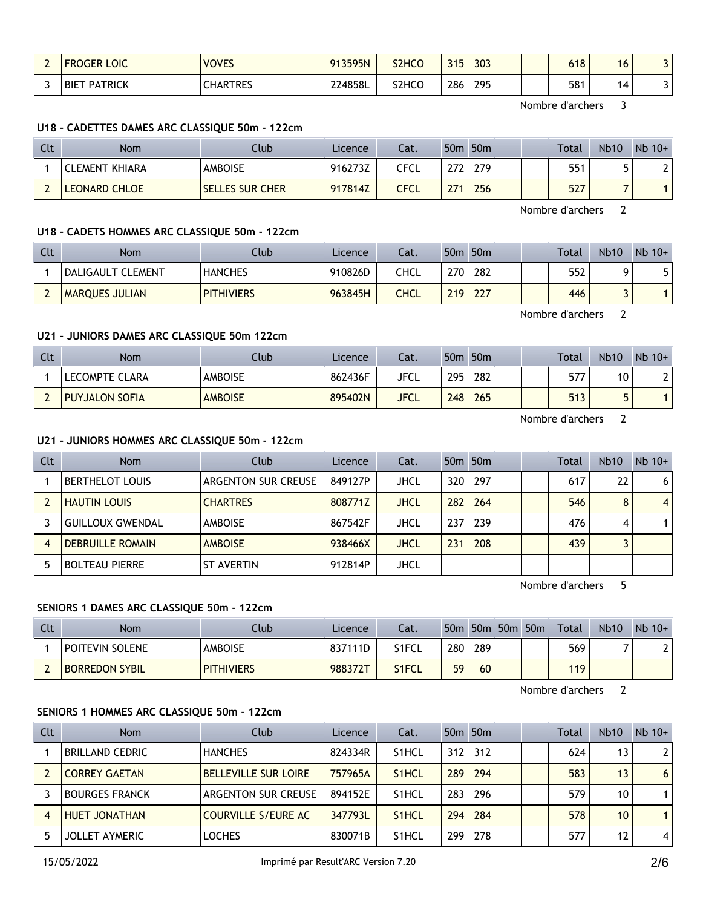| | | | | | | | | | | | |
|---|---|---|---|---|---|---|---|---|---|---|---|
| 2 | FROGER LOIC | VOVES | 913595N | S2HCO | 315 | 303 | | | 618 | 16 | 3 |
| 3 | BIET PATRICK | CHARTRES | 224858L | S2HCO | 286 | 295 | | | 581 | 14 | 3 |

Nombre d'archers 3

### U18 - CADETTES DAMES ARC CLASSIQUE 50m - 122cm

| Clt | Nom | Club | Licence | Cat. | 50m | 50m | | | Total | Nb10 | Nb 10+ |
|---|---|---|---|---|---|---|---|---|---|---|---|
| 1 | CLEMENT KHIARA | AMBOISE | 916273Z | CFCL | 272 | 279 | | | 551 | 5 | 2 |
| 2 | LEONARD CHLOE | SELLES SUR CHER | 917814Z | CFCL | 271 | 256 | | | 527 | 7 | 1 |

Nombre d'archers 2

### U18 - CADETS HOMMES ARC CLASSIQUE 50m - 122cm

| Clt | Nom | Club | Licence | Cat. | 50m | 50m | | | Total | Nb10 | Nb 10+ |
|---|---|---|---|---|---|---|---|---|---|---|---|
| 1 | DALIGAULT CLEMENT | HANCHES | 910826D | CHCL | 270 | 282 | | | 552 | 9 | 5 |
| 2 | MARQUES JULIAN | PITHIVIERS | 963845H | CHCL | 219 | 227 | | | 446 | 3 | 1 |

Nombre d'archers 2

### U21 - JUNIORS DAMES ARC CLASSIQUE 50m 122cm

| Clt | Nom | Club | Licence | Cat. | 50m | 50m | | | Total | Nb10 | Nb 10+ |
|---|---|---|---|---|---|---|---|---|---|---|---|
| 1 | LECOMPTE CLARA | AMBOISE | 862436F | JFCL | 295 | 282 | | | 577 | 10 | 2 |
| 2 | PUYJALON SOFIA | AMBOISE | 895402N | JFCL | 248 | 265 | | | 513 | 5 | 1 |

Nombre d'archers 2

### U21 - JUNIORS HOMMES ARC CLASSIQUE 50m - 122cm

| Clt | Nom | Club | Licence | Cat. | 50m | 50m | | | Total | Nb10 | Nb 10+ |
|---|---|---|---|---|---|---|---|---|---|---|---|
| 1 | BERTHELOT LOUIS | ARGENTON SUR CREUSE | 849127P | JHCL | 320 | 297 | | | 617 | 22 | 6 |
| 2 | HAUTIN LOUIS | CHARTRES | 808771Z | JHCL | 282 | 264 | | | 546 | 8 | 4 |
| 3 | GUILLOUX GWENDAL | AMBOISE | 867542F | JHCL | 237 | 239 | | | 476 | 4 | 1 |
| 4 | DEBRUILLE ROMAIN | AMBOISE | 938466X | JHCL | 231 | 208 | | | 439 | 3 | |
| 5 | BOLTEAU PIERRE | ST AVERTIN | 912814P | JHCL | | | | | | | |

Nombre d'archers 5

### SENIORS 1 DAMES ARC CLASSIQUE 50m - 122cm

| Clt | Nom | Club | Licence | Cat. | 50m | 50m | 50m | 50m | Total | Nb10 | Nb 10+ |
|---|---|---|---|---|---|---|---|---|---|---|---|
| 1 | POITEVIN SOLENE | AMBOISE | 837111D | S1FCL | 280 | 289 | | | 569 | 7 | 2 |
| 2 | BORREDON SYBIL | PITHIVIERS | 988372T | S1FCL | 59 | 60 | | | 119 | | |

Nombre d'archers 2

### SENIORS 1 HOMMES ARC CLASSIQUE 50m - 122cm

| Clt | Nom | Club | Licence | Cat. | 50m | 50m | | | Total | Nb10 | Nb 10+ |
|---|---|---|---|---|---|---|---|---|---|---|---|
| 1 | BRILLAND CEDRIC | HANCHES | 824334R | S1HCL | 312 | 312 | | | 624 | 13 | 2 |
| 2 | CORREY GAETAN | BELLEVILLE SUR LOIRE | 757965A | S1HCL | 289 | 294 | | | 583 | 13 | 6 |
| 3 | BOURGES FRANCK | ARGENTON SUR CREUSE | 894152E | S1HCL | 283 | 296 | | | 579 | 10 | 1 |
| 4 | HUET JONATHAN | COURVILLE S/EURE AC | 347793L | S1HCL | 294 | 284 | | | 578 | 10 | 1 |
| 5 | JOLLET AYMERIC | LOCHES | 830071B | S1HCL | 299 | 278 | | | 577 | 12 | 4 |

15/05/2022 Imprimé par Result'ARC Version 7.20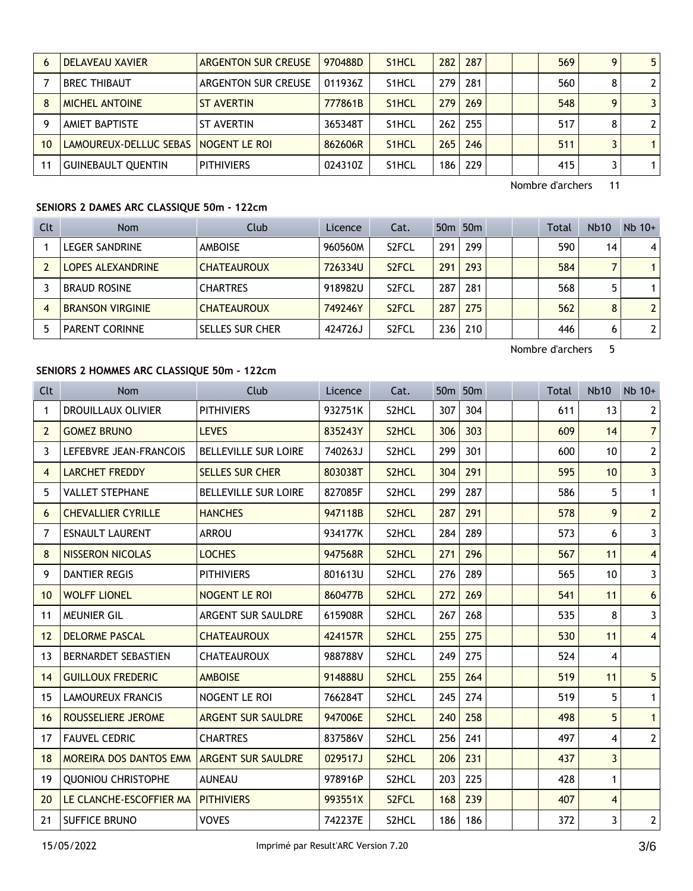| | | | | | | | | | | | |
|---|---|---|---|---|---|---|---|---|---|---|---|
| 6 | DELAVEAU XAVIER | ARGENTON SUR CREUSE | 970488D | S1HCL | 282 | 287 | | | 569 | 9 | 5 |
| 7 | BREC THIBAUT | ARGENTON SUR CREUSE | 011936Z | S1HCL | 279 | 281 | | | 560 | 8 | 2 |
| 8 | MICHEL ANTOINE | ST AVERTIN | 777861B | S1HCL | 279 | 269 | | | 548 | 9 | 3 |
| 9 | AMIET BAPTISTE | ST AVERTIN | 365348T | S1HCL | 262 | 255 | | | 517 | 8 | 2 |
| 10 | LAMOUREUX-DELLUC SEBAS | NOGENT LE ROI | 862606R | S1HCL | 265 | 246 | | | 511 | 3 | 1 |
| 11 | GUINEBAULT QUENTIN | PITHIVIERS | 024310Z | S1HCL | 186 | 229 | | | 415 | 3 | 1 |

Nombre d'archers 11

### SENIORS 2 DAMES ARC CLASSIQUE 50m - 122cm

| Clt | Nom | Club | Licence | Cat. | 50m | 50m | | | Total | Nb10 | Nb 10+ |
|---|---|---|---|---|---|---|---|---|---|---|---|
| 1 | LEGER SANDRINE | AMBOISE | 960560M | S2FCL | 291 | 299 | | | 590 | 14 | 4 |
| 2 | LOPES ALEXANDRINE | CHATEAUROUX | 726334U | S2FCL | 291 | 293 | | | 584 | 7 | 1 |
| 3 | BRAUD ROSINE | CHARTRES | 918982U | S2FCL | 287 | 281 | | | 568 | 5 | 1 |
| 4 | BRANSON VIRGINIE | CHATEAUROUX | 749246Y | S2FCL | 287 | 275 | | | 562 | 8 | 2 |
| 5 | PARENT CORINNE | SELLES SUR CHER | 424726J | S2FCL | 236 | 210 | | | 446 | 6 | 2 |

Nombre d'archers 5

### SENIORS 2 HOMMES ARC CLASSIQUE 50m - 122cm

| Clt | Nom | Club | Licence | Cat. | 50m | 50m | | | Total | Nb10 | Nb 10+ |
|---|---|---|---|---|---|---|---|---|---|---|---|
| 1 | DROUILLAUX OLIVIER | PITHIVIERS | 932751K | S2HCL | 307 | 304 | | | 611 | 13 | 2 |
| 2 | GOMEZ BRUNO | LEVES | 835243Y | S2HCL | 306 | 303 | | | 609 | 14 | 7 |
| 3 | LEFEBVRE JEAN-FRANCOIS | BELLEVILLE SUR LOIRE | 740263J | S2HCL | 299 | 301 | | | 600 | 10 | 2 |
| 4 | LARCHET FREDDY | SELLES SUR CHER | 803038T | S2HCL | 304 | 291 | | | 595 | 10 | 3 |
| 5 | VALLET STEPHANE | BELLEVILLE SUR LOIRE | 827085F | S2HCL | 299 | 287 | | | 586 | 5 | 1 |
| 6 | CHEVALLIER CYRILLE | HANCHES | 947118B | S2HCL | 287 | 291 | | | 578 | 9 | 2 |
| 7 | ESNAULT LAURENT | ARROU | 934177K | S2HCL | 284 | 289 | | | 573 | 6 | 3 |
| 8 | NISSERON NICOLAS | LOCHES | 947568R | S2HCL | 271 | 296 | | | 567 | 11 | 4 |
| 9 | DANTIER REGIS | PITHIVIERS | 801613U | S2HCL | 276 | 289 | | | 565 | 10 | 3 |
| 10 | WOLFF LIONEL | NOGENT LE ROI | 860477B | S2HCL | 272 | 269 | | | 541 | 11 | 6 |
| 11 | MEUNIER GIL | ARGENT SUR SAULDRE | 615908R | S2HCL | 267 | 268 | | | 535 | 8 | 3 |
| 12 | DELORME PASCAL | CHATEAUROUX | 424157R | S2HCL | 255 | 275 | | | 530 | 11 | 4 |
| 13 | BERNARDET SEBASTIEN | CHATEAUROUX | 988788V | S2HCL | 249 | 275 | | | 524 | 4 | |
| 14 | GUILLOUX FREDERIC | AMBOISE | 914888U | S2HCL | 255 | 264 | | | 519 | 11 | 5 |
| 15 | LAMOUREUX FRANCIS | NOGENT LE ROI | 766284T | S2HCL | 245 | 274 | | | 519 | 5 | 1 |
| 16 | ROUSSELIERE JEROME | ARGENT SUR SAULDRE | 947006E | S2HCL | 240 | 258 | | | 498 | 5 | 1 |
| 17 | FAUVEL CEDRIC | CHARTRES | 837586V | S2HCL | 256 | 241 | | | 497 | 4 | 2 |
| 18 | MOREIRA DOS DANTOS EMM | ARGENT SUR SAULDRE | 029517J | S2HCL | 206 | 231 | | | 437 | 3 | |
| 19 | QUONIOU CHRISTOPHE | AUNEAU | 978916P | S2HCL | 203 | 225 | | | 428 | 1 | |
| 20 | LE CLANCHE-ESCOFFIER MA | PITHIVIERS | 993551X | S2FCL | 168 | 239 | | | 407 | 4 | |
| 21 | SUFFICE BRUNO | VOVES | 742237E | S2HCL | 186 | 186 | | | 372 | 3 | 2 |

15/05/2022 Imprimé par Result'ARC Version 7.20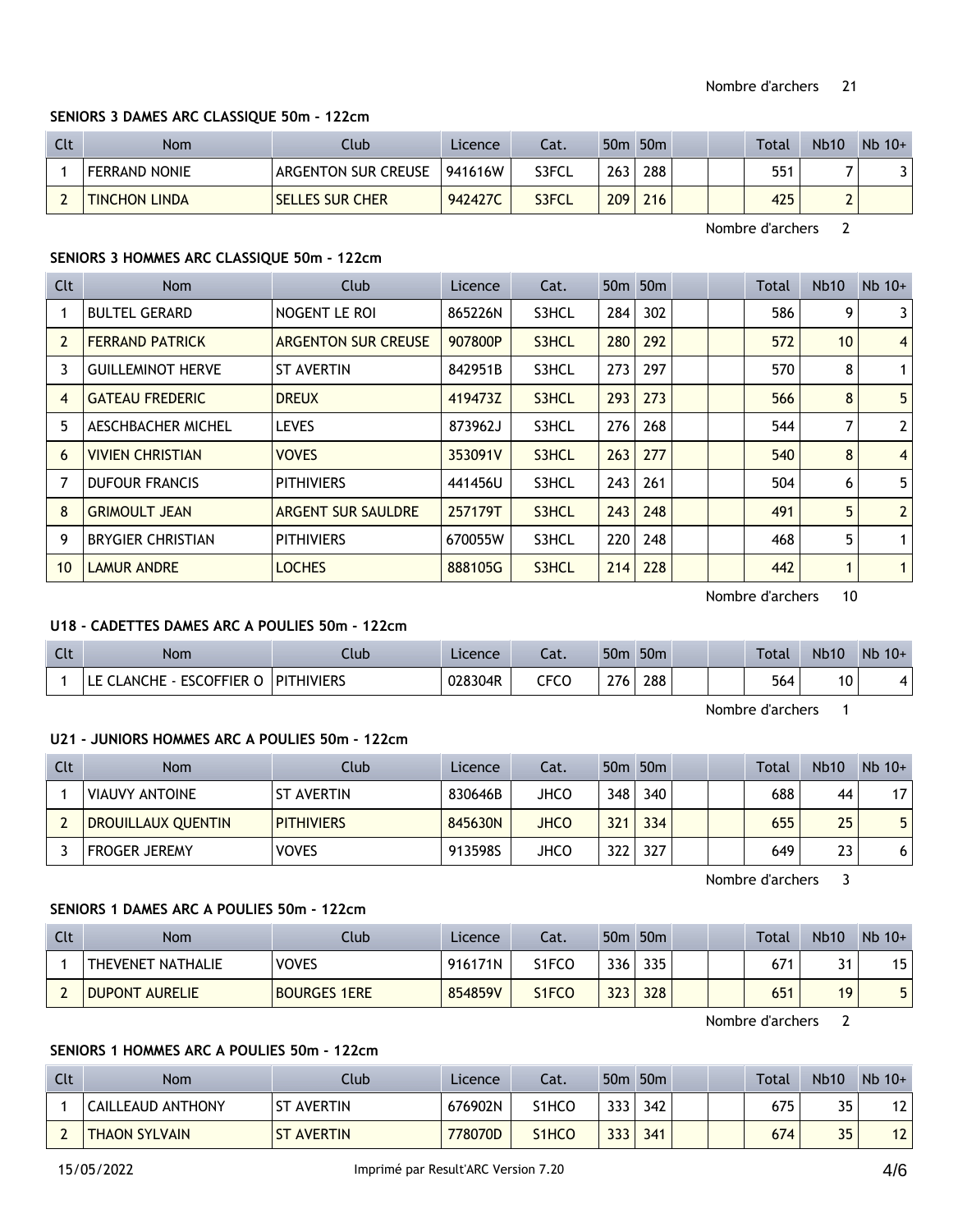Nombre d'archers 21

### SENIORS 3 DAMES ARC CLASSIQUE 50m - 122cm

| Clt | Nom | Club | Licence | Cat. | 50m | 50m | | | Total | Nb10 | Nb 10+ |
|---|---|---|---|---|---|---|---|---|---|---|---|
| 1 | FERRAND NONIE | ARGENTON SUR CREUSE | 941616W | S3FCL | 263 | 288 | | | 551 | 7 | 3 |
| 2 | TINCHON LINDA | SELLES SUR CHER | 942427C | S3FCL | 209 | 216 | | | 425 | 2 | |

Nombre d'archers 2

### SENIORS 3 HOMMES ARC CLASSIQUE 50m - 122cm

| Clt | Nom | Club | Licence | Cat. | 50m | 50m | | | Total | Nb10 | Nb 10+ |
|---|---|---|---|---|---|---|---|---|---|---|---|
| 1 | BULTEL GERARD | NOGENT LE ROI | 865226N | S3HCL | 284 | 302 | | | 586 | 9 | 3 |
| 2 | FERRAND PATRICK | ARGENTON SUR CREUSE | 907800P | S3HCL | 280 | 292 | | | 572 | 10 | 4 |
| 3 | GUILLEMINOT HERVE | ST AVERTIN | 842951B | S3HCL | 273 | 297 | | | 570 | 8 | 1 |
| 4 | GATEAU FREDERIC | DREUX | 419473Z | S3HCL | 293 | 273 | | | 566 | 8 | 5 |
| 5 | AESCHBACHER MICHEL | LEVES | 873962J | S3HCL | 276 | 268 | | | 544 | 7 | 2 |
| 6 | VIVIEN CHRISTIAN | VOVES | 353091V | S3HCL | 263 | 277 | | | 540 | 8 | 4 |
| 7 | DUFOUR FRANCIS | PITHIVIERS | 441456U | S3HCL | 243 | 261 | | | 504 | 6 | 5 |
| 8 | GRIMOULT JEAN | ARGENT SUR SAULDRE | 257179T | S3HCL | 243 | 248 | | | 491 | 5 | 2 |
| 9 | BRYGIER CHRISTIAN | PITHIVIERS | 670055W | S3HCL | 220 | 248 | | | 468 | 5 | 1 |
| 10 | LAMUR ANDRE | LOCHES | 888105G | S3HCL | 214 | 228 | | | 442 | 1 | 1 |

Nombre d'archers 10

### U18 - CADETTES DAMES ARC A POULIES 50m - 122cm

| Clt | Nom | Club | Licence | Cat. | 50m | 50m | | | Total | Nb10 | Nb 10+ |
|---|---|---|---|---|---|---|---|---|---|---|---|
| 1 | LE CLANCHE - ESCOFFIER O | PITHIVIERS | 028304R | CFCO | 276 | 288 | | | 564 | 10 | 4 |

Nombre d'archers 1

### U21 - JUNIORS HOMMES ARC A POULIES 50m - 122cm

| Clt | Nom | Club | Licence | Cat. | 50m | 50m | | | Total | Nb10 | Nb 10+ |
|---|---|---|---|---|---|---|---|---|---|---|---|
| 1 | VIAUVY ANTOINE | ST AVERTIN | 830646B | JHCO | 348 | 340 | | | 688 | 44 | 17 |
| 2 | DROUILLAUX QUENTIN | PITHIVIERS | 845630N | JHCO | 321 | 334 | | | 655 | 25 | 5 |
| 3 | FROGER JEREMY | VOVES | 913598S | JHCO | 322 | 327 | | | 649 | 23 | 6 |

Nombre d'archers 3

### SENIORS 1 DAMES ARC A POULIES 50m - 122cm

| Clt | Nom | Club | Licence | Cat. | 50m | 50m | | | Total | Nb10 | Nb 10+ |
|---|---|---|---|---|---|---|---|---|---|---|---|
| 1 | THEVENET NATHALIE | VOVES | 916171N | S1FCO | 336 | 335 | | | 671 | 31 | 15 |
| 2 | DUPONT AURELIE | BOURGES 1ERE | 854859V | S1FCO | 323 | 328 | | | 651 | 19 | 5 |

Nombre d'archers 2

### SENIORS 1 HOMMES ARC A POULIES 50m - 122cm

| Clt | Nom | Club | Licence | Cat. | 50m | 50m | | | Total | Nb10 | Nb 10+ |
|---|---|---|---|---|---|---|---|---|---|---|---|
| 1 | CAILLEAUD ANTHONY | ST AVERTIN | 676902N | S1HCO | 333 | 342 | | | 675 | 35 | 12 |
| 2 | THAON SYLVAIN | ST AVERTIN | 778070D | S1HCO | 333 | 341 | | | 674 | 35 | 12 |

15/05/2022 Imprimé par Result'ARC Version 7.20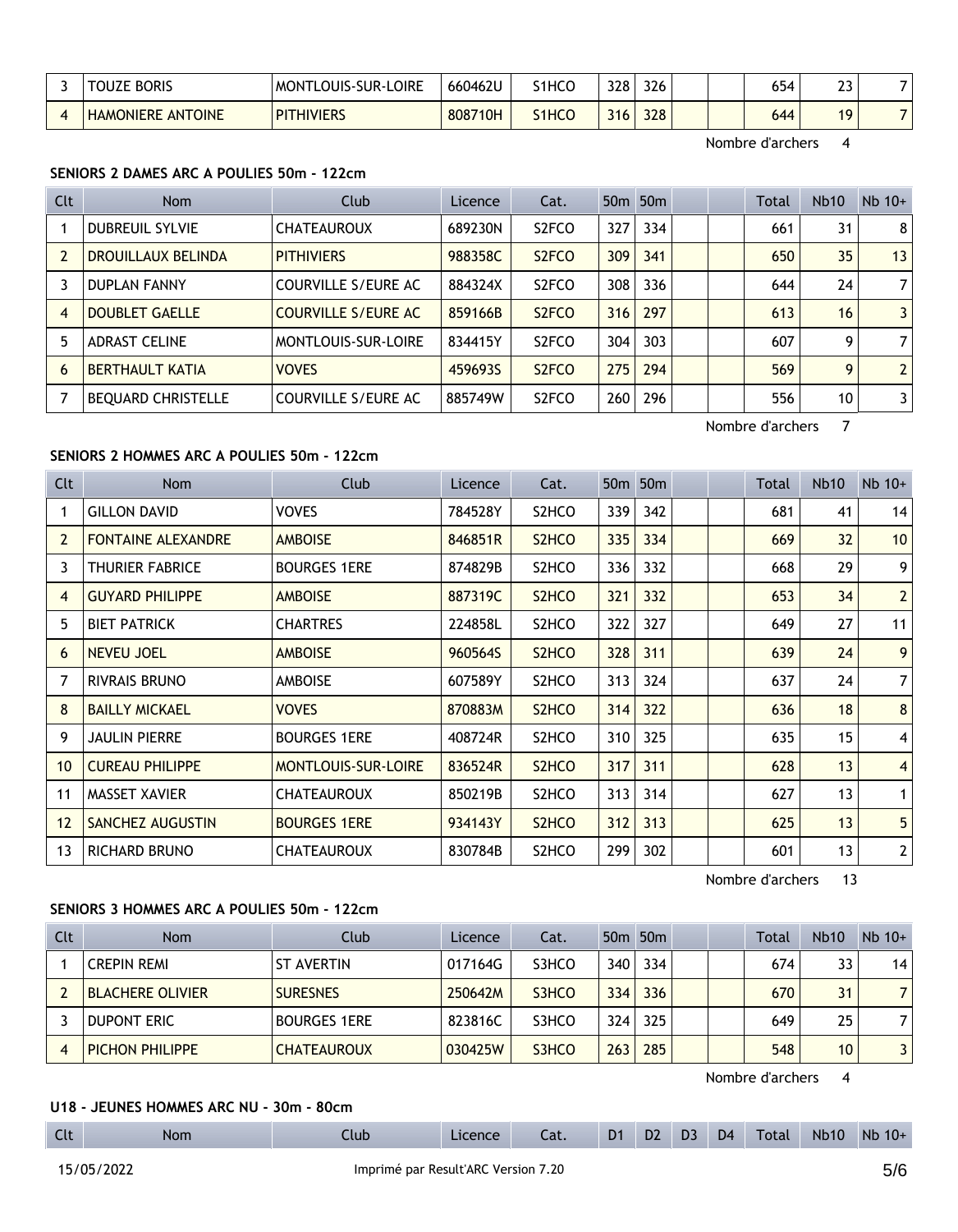| | | | | | | | | | | | |
|---|---|---|---|---|---|---|---|---|---|---|---|
| 3 | TOUZE BORIS | MONTLOUIS-SUR-LOIRE | 660462U | S1HCO | 328 | 326 | | | 654 | 23 | 7 |
| 4 | HAMONIERE ANTOINE | PITHIVIERS | 808710H | S1HCO | 316 | 328 | | | 644 | 19 | 7 |

Nombre d'archers 4

### SENIORS 2 DAMES ARC A POULIES 50m - 122cm

| Clt | Nom | Club | Licence | Cat. | 50m | 50m | | | Total | Nb10 | Nb 10+ |
|---|---|---|---|---|---|---|---|---|---|---|---|
| 1 | DUBREUIL SYLVIE | CHATEAUROUX | 689230N | S2FCO | 327 | 334 | | | 661 | 31 | 8 |
| 2 | DROUILLAUX BELINDA | PITHIVIERS | 988358C | S2FCO | 309 | 341 | | | 650 | 35 | 13 |
| 3 | DUPLAN FANNY | COURVILLE S/EURE AC | 884324X | S2FCO | 308 | 336 | | | 644 | 24 | 7 |
| 4 | DOUBLET GAELLE | COURVILLE S/EURE AC | 859166B | S2FCO | 316 | 297 | | | 613 | 16 | 3 |
| 5 | ADRAST CELINE | MONTLOUIS-SUR-LOIRE | 834415Y | S2FCO | 304 | 303 | | | 607 | 9 | 7 |
| 6 | BERTHAULT KATIA | VOVES | 459693S | S2FCO | 275 | 294 | | | 569 | 9 | 2 |
| 7 | BEQUARD CHRISTELLE | COURVILLE S/EURE AC | 885749W | S2FCO | 260 | 296 | | | 556 | 10 | 3 |

Nombre d'archers 7

### SENIORS 2 HOMMES ARC A POULIES 50m - 122cm

| Clt | Nom | Club | Licence | Cat. | 50m | 50m | | | Total | Nb10 | Nb 10+ |
|---|---|---|---|---|---|---|---|---|---|---|---|
| 1 | GILLON DAVID | VOVES | 784528Y | S2HCO | 339 | 342 | | | 681 | 41 | 14 |
| 2 | FONTAINE ALEXANDRE | AMBOISE | 846851R | S2HCO | 335 | 334 | | | 669 | 32 | 10 |
| 3 | THURIER FABRICE | BOURGES 1ERE | 874829B | S2HCO | 336 | 332 | | | 668 | 29 | 9 |
| 4 | GUYARD PHILIPPE | AMBOISE | 887319C | S2HCO | 321 | 332 | | | 653 | 34 | 2 |
| 5 | BIET PATRICK | CHARTRES | 224858L | S2HCO | 322 | 327 | | | 649 | 27 | 11 |
| 6 | NEVEU JOEL | AMBOISE | 960564S | S2HCO | 328 | 311 | | | 639 | 24 | 9 |
| 7 | RIVRAIS BRUNO | AMBOISE | 607589Y | S2HCO | 313 | 324 | | | 637 | 24 | 7 |
| 8 | BAILLY MICKAEL | VOVES | 870883M | S2HCO | 314 | 322 | | | 636 | 18 | 8 |
| 9 | JAULIN PIERRE | BOURGES 1ERE | 408724R | S2HCO | 310 | 325 | | | 635 | 15 | 4 |
| 10 | CUREAU PHILIPPE | MONTLOUIS-SUR-LOIRE | 836524R | S2HCO | 317 | 311 | | | 628 | 13 | 4 |
| 11 | MASSET XAVIER | CHATEAUROUX | 850219B | S2HCO | 313 | 314 | | | 627 | 13 | 1 |
| 12 | SANCHEZ AUGUSTIN | BOURGES 1ERE | 934143Y | S2HCO | 312 | 313 | | | 625 | 13 | 5 |
| 13 | RICHARD BRUNO | CHATEAUROUX | 830784B | S2HCO | 299 | 302 | | | 601 | 13 | 2 |

Nombre d'archers 13

### SENIORS 3 HOMMES ARC A POULIES 50m - 122cm

| Clt | Nom | Club | Licence | Cat. | 50m | 50m | | | Total | Nb10 | Nb 10+ |
|---|---|---|---|---|---|---|---|---|---|---|---|
| 1 | CREPIN REMI | ST AVERTIN | 017164G | S3HCO | 340 | 334 | | | 674 | 33 | 14 |
| 2 | BLACHERE OLIVIER | SURESNES | 250642M | S3HCO | 334 | 336 | | | 670 | 31 | 7 |
| 3 | DUPONT ERIC | BOURGES 1ERE | 823816C | S3HCO | 324 | 325 | | | 649 | 25 | 7 |
| 4 | PICHON PHILIPPE | CHATEAUROUX | 030425W | S3HCO | 263 | 285 | | | 548 | 10 | 3 |

Nombre d'archers 4

### U18 - JEUNES HOMMES ARC NU - 30m - 80cm

| Clt | Nom | Club | Licence | Cat. | D1 | D2 | D3 | D4 | Total | Nb10 | Nb 10+ |
|---|---|---|---|---|---|---|---|---|---|---|---|

15/05/2022 Imprimé par Result'ARC Version 7.20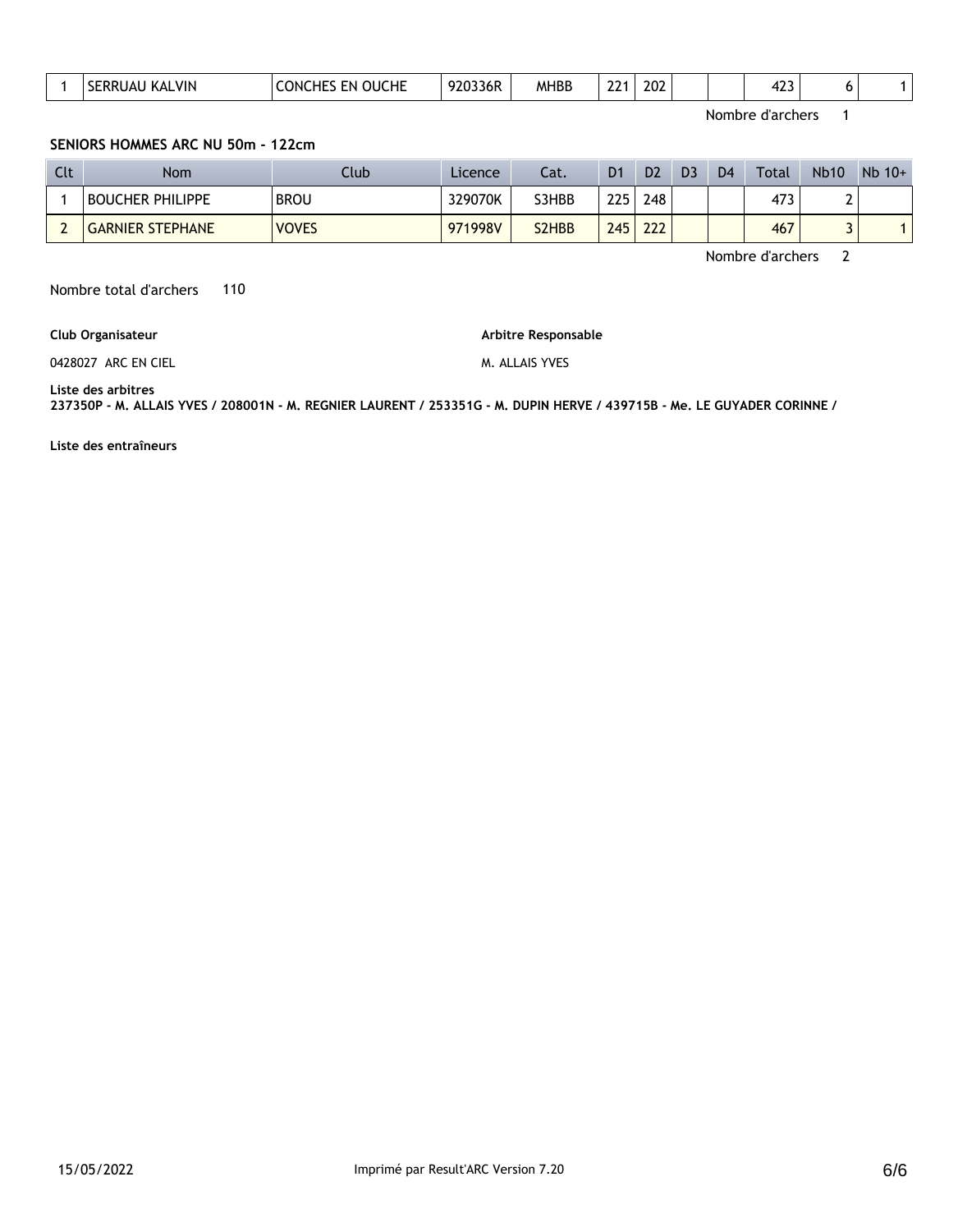| | | | | | | | | | | | | |
|---|---|---|---|---|---|---|---|---|---|---|---|---|
| 1 | SERRUAU KALVIN | CONCHES EN OUCHE | 920336R | MHBB | 221 | 202 | | | 423 | 6 | 1 |

Nombre d'archers 1

**SENIORS HOMMES ARC NU 50m - 122cm**

| Clt | Nom | Club | Licence | Cat. | D1 | D2 | D3 | D4 | Total | Nb10 | Nb 10+ |
|---|---|---|---|---|---|---|---|---|---|---|---|
| 1 | BOUCHER PHILIPPE | BROU | 329070K | S3HBB | 225 | 248 | | | 473 | 2 | |
| 2 | GARNIER STEPHANE | VOVES | 971998V | S2HBB | 245 | 222 | | | 467 | 3 | 1 |

Nombre d'archers 2

Nombre total d'archers 110

**Club Organisateur**

0428027 ARC EN CIEL

**Arbitre Responsable**

M. ALLAIS YVES

**Liste des arbitres**

**237350P - M. ALLAIS YVES / 208001N - M. REGNIER LAURENT / 253351G - M. DUPIN HERVE / 439715B - Me. LE GUYADER CORINNE /**

**Liste des entraîneurs**

15/05/2022 Imprimé par Result'ARC Version 7.20